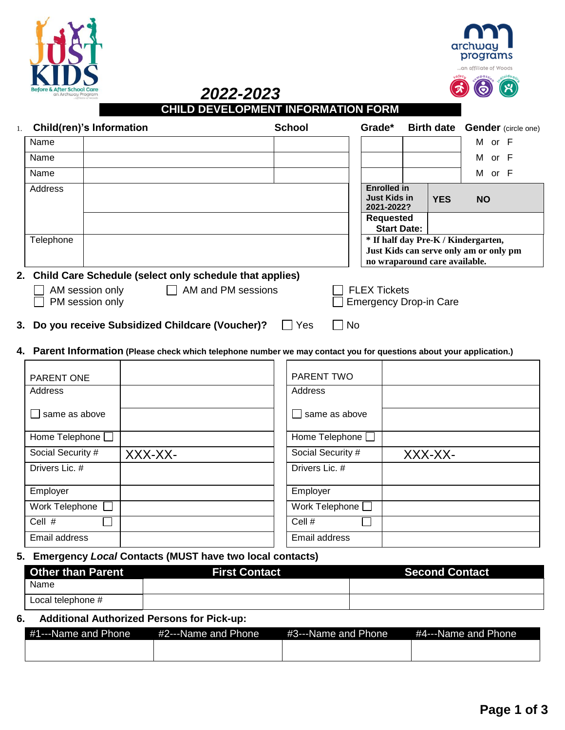Just Kids — Before & After School Care — an Archway Program

archway programs ...an affiliate of Woods

*2022-2023*

# CHILD DEVELOPMENT INFORMATION FORM

## 1. Child(ren)'s Information

| | | School | Grade* | Birth date | Gender (circle one) |
|---|---|---|---|---|---|
| Name | | | | | M or F |
| Name | | | | | M or F |
| Name | | | | | M or F |
| Address | | | Enrolled in Just Kids in 2021-2022? | YES | NO |
| | | | Requested Start Date: | | |
| Telephone | | | **\* If half day Pre-K / Kindergarten, Just Kids can serve only am or only pm no wraparound care available.** | | |

## 2. Child Care Schedule (select only schedule that applies)

☐ AM session only ☐ AM and PM sessions ☐ FLEX Tickets

☐ PM session only ☐ Emergency Drop-in Care

## 3. Do you receive Subsidized Childcare (Voucher)? ☐ Yes ☐ No

## 4. Parent Information (Please check which telephone number we may contact you for questions about your application.)

| PARENT ONE | | PARENT TWO | |
|---|---|---|---|
| Address | | Address | |
| ☐ same as above | | ☐ same as above | |
| Home Telephone ☐ | | Home Telephone ☐ | |
| Social Security # | XXX-XX- | Social Security # | XXX-XX- |
| Drivers Lic. # | | Drivers Lic. # | |
| Employer | | Employer | |
| Work Telephone ☐ | | Work Telephone ☐ | |
| Cell # ☐ | | Cell # ☐ | |
| Email address | | Email address | |

## 5. Emergency *Local* Contacts (MUST have two local contacts)

| Other than Parent | First Contact | Second Contact |
|---|---|---|
| Name | | |
| Local telephone # | | |

## 6. Additional Authorized Persons for Pick-up:

| #1---Name and Phone | #2---Name and Phone | #3---Name and Phone | #4---Name and Phone |
|---|---|---|---|
| | | | |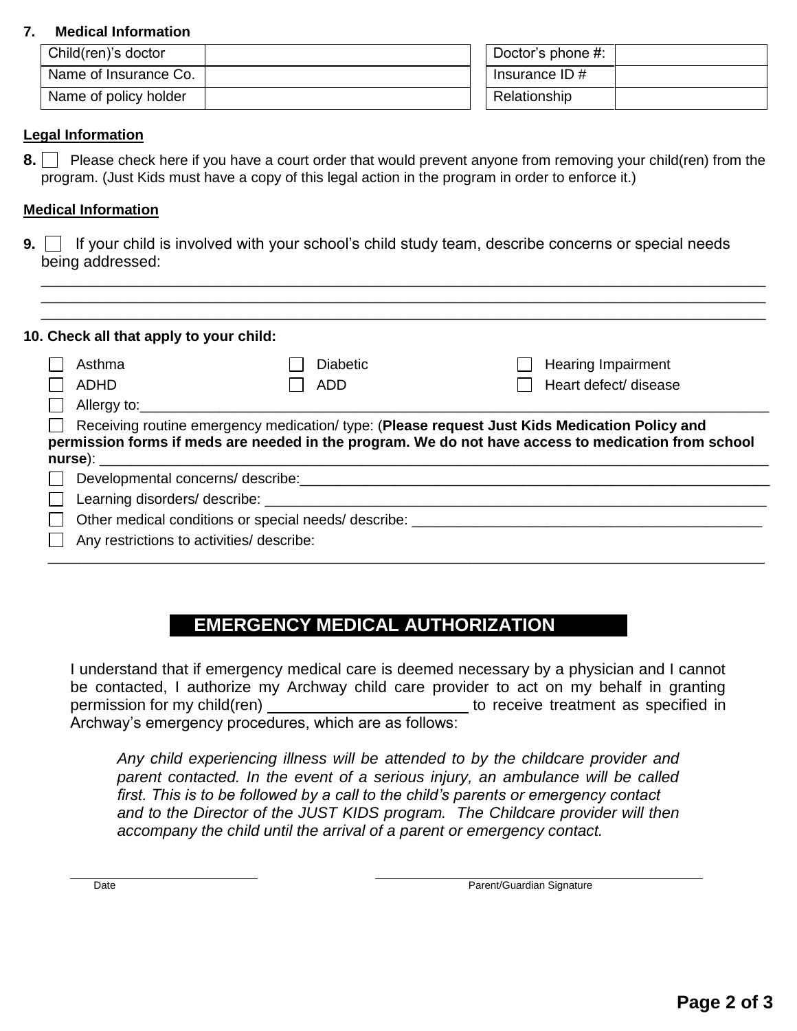**7. Medical Information**

| Child(ren)'s doctor | | Doctor's phone #: | |
|---|---|---|---|
| Name of Insurance Co. | | Insurance ID # | |
| Name of policy holder | | Relationship | |

**Legal Information**

**8.** ☐ Please check here if you have a court order that would prevent anyone from removing your child(ren) from the program. (Just Kids must have a copy of this legal action in the program in order to enforce it.)

**Medical Information**

**9.** ☐ If your child is involved with your school's child study team, describe concerns or special needs being addressed:

______________________________________________________________________________________

______________________________________________________________________________________

______________________________________________________________________________________

**10. Check all that apply to your child:**

- ☐ Asthma
- ☐ Diabetic
- ☐ Hearing Impairment
- ☐ ADHD
- ☐ ADD
- ☐ Heart defect/ disease
- ☐ Allergy to:______________________________________________________________________
- ☐ Receiving routine emergency medication/ type: (**Please request Just Kids Medication Policy and permission forms if meds are needed in the program. We do not have access to medication from school nurse**): ______________________________________________________________________
- ☐ Developmental concerns/ describe:________________________________________________
- ☐ Learning disorders/ describe: ____________________________________________________
- ☐ Other medical conditions or special needs/ describe: _________________________________
- ☐ Any restrictions to activities/ describe:

______________________________________________________________________________________

## EMERGENCY MEDICAL AUTHORIZATION

I understand that if emergency medical care is deemed necessary by a physician and I cannot be contacted, I authorize my Archway child care provider to act on my behalf in granting permission for my child(ren) ______________________ to receive treatment as specified in Archway's emergency procedures, which are as follows:

*Any child experiencing illness will be attended to by the childcare provider and parent contacted. In the event of a serious injury, an ambulance will be called first. This is to be followed by a call to the child's parents or emergency contact and to the Director of the JUST KIDS program. The Childcare provider will then accompany the child until the arrival of a parent or emergency contact.*

______________________ ______________________________________

Date Parent/Guardian Signature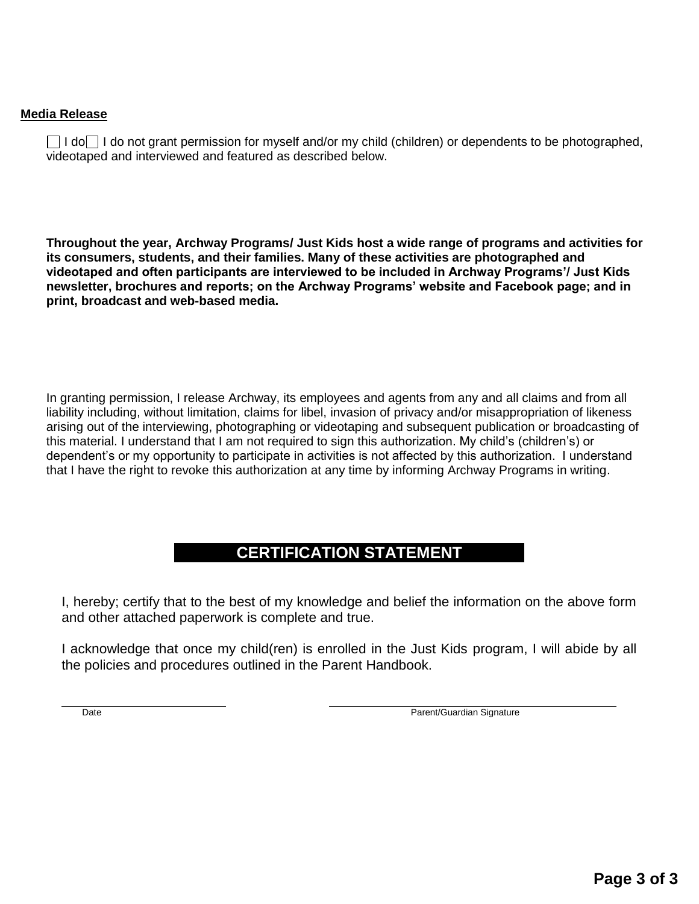**Media Release**

☐ I do ☐ I do not grant permission for myself and/or my child (children) or dependents to be photographed, videotaped and interviewed and featured as described below.

**Throughout the year, Archway Programs/ Just Kids host a wide range of programs and activities for its consumers, students, and their families. Many of these activities are photographed and videotaped and often participants are interviewed to be included in Archway Programs'/ Just Kids newsletter, brochures and reports; on the Archway Programs' website and Facebook page; and in print, broadcast and web-based media.**

In granting permission, I release Archway, its employees and agents from any and all claims and from all liability including, without limitation, claims for libel, invasion of privacy and/or misappropriation of likeness arising out of the interviewing, photographing or videotaping and subsequent publication or broadcasting of this material. I understand that I am not required to sign this authorization. My child's (children's) or dependent's or my opportunity to participate in activities is not affected by this authorization. I understand that I have the right to revoke this authorization at any time by informing Archway Programs in writing.

## CERTIFICATION STATEMENT

I, hereby; certify that to the best of my knowledge and belief the information on the above form and other attached paperwork is complete and true.

I acknowledge that once my child(ren) is enrolled in the Just Kids program, I will abide by all the policies and procedures outlined in the Parent Handbook.

______________________ ______________________________

Date Parent/Guardian Signature